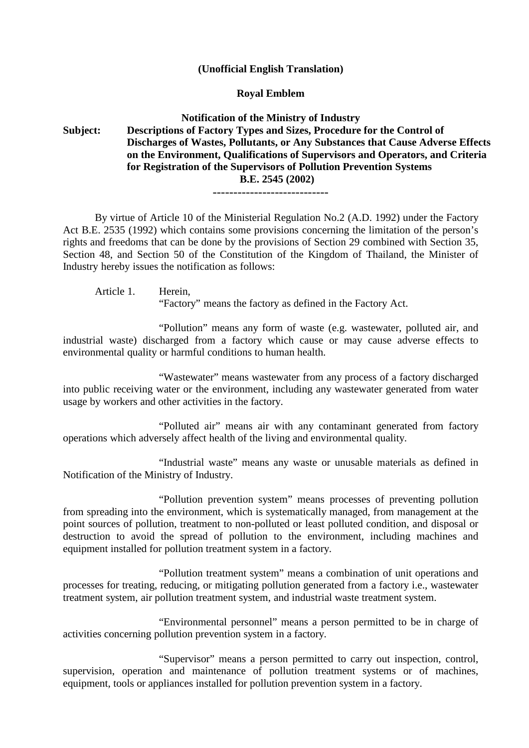**(Unofficial English Translation)**

**Royal Emblem**

**Notification of the Ministry of Industry**

**Subject: Descriptions of Factory Types and Sizes, Procedure for the Control of Discharges of Wastes, Pollutants, or Any Substances that Cause Adverse Effects on the Environment, Qualifications of Supervisors and Operators, and Criteria for Registration of the Supervisors of Pollution Prevention Systems B.E. 2545 (2002)**

**----------------------------**

By virtue of Article 10 of the Ministerial Regulation No.2 (A.D. 1992) under the Factory Act B.E. 2535 (1992) which contains some provisions concerning the limitation of the person's rights and freedoms that can be done by the provisions of Section 29 combined with Section 35, Section 48, and Section 50 of the Constitution of the Kingdom of Thailand, the Minister of Industry hereby issues the notification as follows:

Article 1. Herein,

"Factory" means the factory as defined in the Factory Act.

"Pollution" means any form of waste (e.g. wastewater, polluted air, and industrial waste) discharged from a factory which cause or may cause adverse effects to environmental quality or harmful conditions to human health.

"Wastewater" means wastewater from any process of a factory discharged into public receiving water or the environment, including any wastewater generated from water usage by workers and other activities in the factory.

"Polluted air" means air with any contaminant generated from factory operations which adversely affect health of the living and environmental quality.

"Industrial waste" means any waste or unusable materials as defined in Notification of the Ministry of Industry.

"Pollution prevention system" means processes of preventing pollution from spreading into the environment, which is systematically managed, from management at the point sources of pollution, treatment to non-polluted or least polluted condition, and disposal or destruction to avoid the spread of pollution to the environment, including machines and equipment installed for pollution treatment system in a factory.

"Pollution treatment system" means a combination of unit operations and processes for treating, reducing, or mitigating pollution generated from a factory i.e., wastewater treatment system, air pollution treatment system, and industrial waste treatment system.

"Environmental personnel" means a person permitted to be in charge of activities concerning pollution prevention system in a factory.

"Supervisor" means a person permitted to carry out inspection, control, supervision, operation and maintenance of pollution treatment systems or of machines, equipment, tools or appliances installed for pollution prevention system in a factory.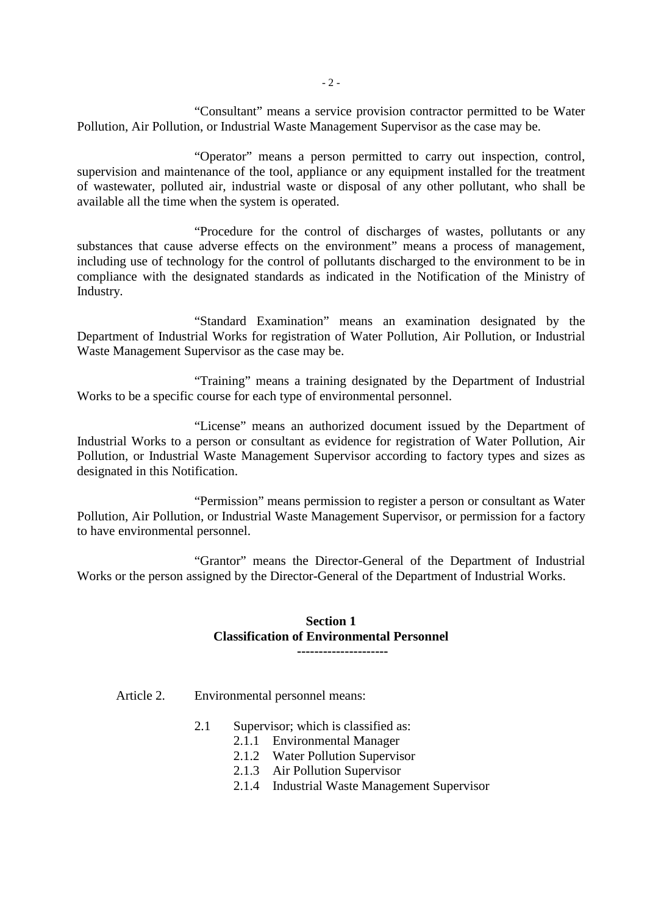"Consultant" means a service provision contractor permitted to be Water Pollution, Air Pollution, or Industrial Waste Management Supervisor as the case may be.

"Operator" means a person permitted to carry out inspection, control, supervision and maintenance of the tool, appliance or any equipment installed for the treatment of wastewater, polluted air, industrial waste or disposal of any other pollutant, who shall be available all the time when the system is operated.

"Procedure for the control of discharges of wastes, pollutants or any substances that cause adverse effects on the environment" means a process of management, including use of technology for the control of pollutants discharged to the environment to be in compliance with the designated standards as indicated in the Notification of the Ministry of Industry.

"Standard Examination" means an examination designated by the Department of Industrial Works for registration of Water Pollution, Air Pollution, or Industrial Waste Management Supervisor as the case may be.

"Training" means a training designated by the Department of Industrial Works to be a specific course for each type of environmental personnel.

"License" means an authorized document issued by the Department of Industrial Works to a person or consultant as evidence for registration of Water Pollution, Air Pollution, or Industrial Waste Management Supervisor according to factory types and sizes as designated in this Notification.

"Permission" means permission to register a person or consultant as Water Pollution, Air Pollution, or Industrial Waste Management Supervisor, or permission for a factory to have environmental personnel.

"Grantor" means the Director-General of the Department of Industrial Works or the person assigned by the Director-General of the Department of Industrial Works.

## Section 1
## Classification of Environmental Personnel

---

Article 2. Environmental personnel means:

- 2.1 Supervisor; which is classified as:
  - 2.1.1 Environmental Manager
  - 2.1.2 Water Pollution Supervisor
  - 2.1.3 Air Pollution Supervisor
  - 2.1.4 Industrial Waste Management Supervisor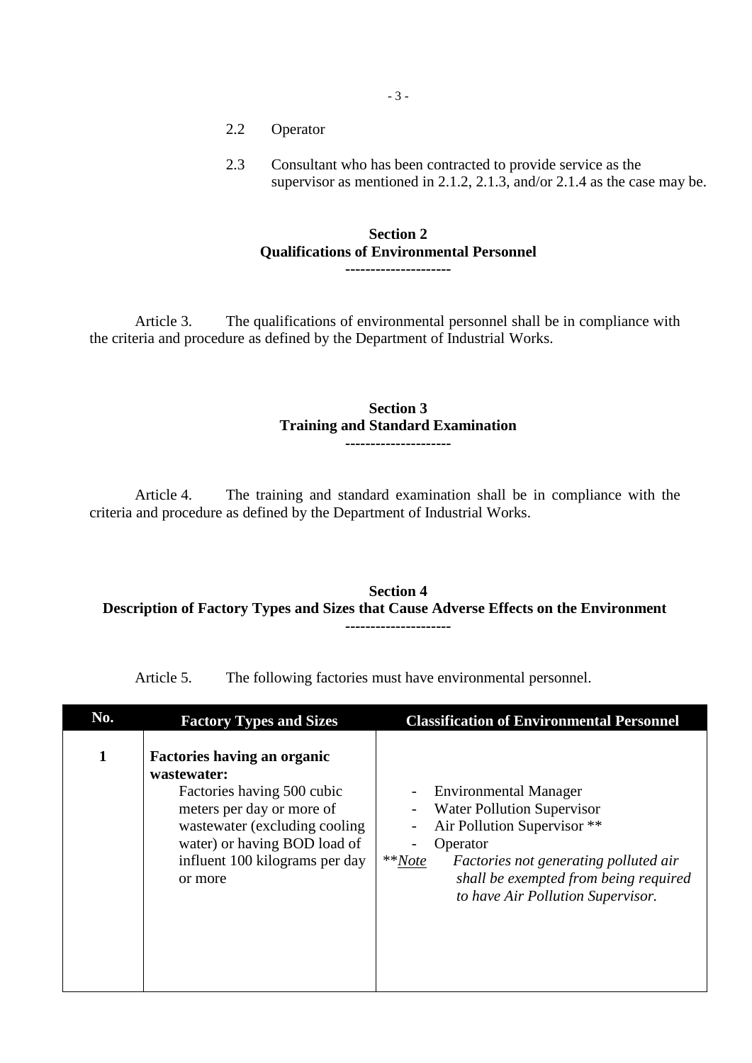2.2 Operator

2.3 Consultant who has been contracted to provide service as the supervisor as mentioned in 2.1.2, 2.1.3, and/or 2.1.4 as the case may be.

## Section 2
## Qualifications of Environmental Personnel

---

Article 3. The qualifications of environmental personnel shall be in compliance with the criteria and procedure as defined by the Department of Industrial Works.

## Section 3
## Training and Standard Examination

---

Article 4. The training and standard examination shall be in compliance with the criteria and procedure as defined by the Department of Industrial Works.

## Section 4
## Description of Factory Types and Sizes that Cause Adverse Effects on the Environment

---

Article 5. The following factories must have environmental personnel.

| No. | Factory Types and Sizes | Classification of Environmental Personnel |
|---|---|---|
| **1** | **Factories having an organic wastewater:** Factories having 500 cubic meters per day or more of wastewater (excluding cooling water) or having BOD load of influent 100 kilograms per day or more | - Environmental Manager<br>- Water Pollution Supervisor<br>- Air Pollution Supervisor **<br>- Operator<br>**<u>*Note*</u> *Factories not generating polluted air shall be exempted from being required to have Air Pollution Supervisor.* |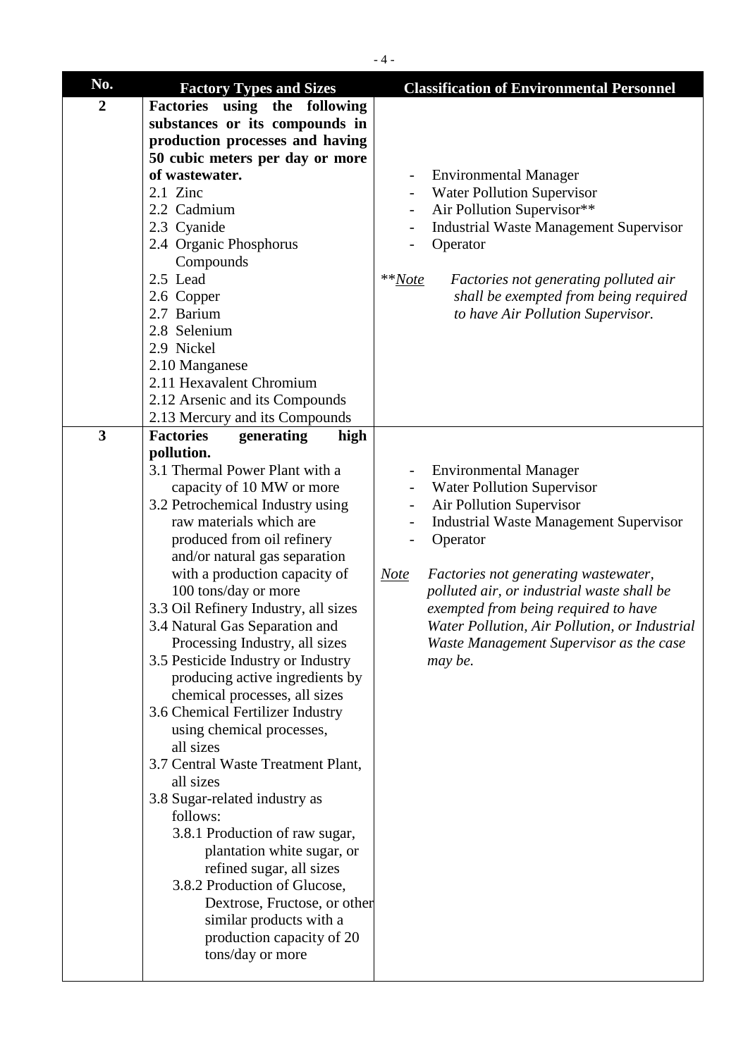| No. | Factory Types and Sizes | Classification of Environmental Personnel |
|---|---|---|
| **2** | **Factories using the following substances or its compounds in production processes and having 50 cubic meters per day or more of wastewater.**<br>2.1 Zinc<br>2.2 Cadmium<br>2.3 Cyanide<br>2.4 Organic Phosphorus Compounds<br>2.5 Lead<br>2.6 Copper<br>2.7 Barium<br>2.8 Selenium<br>2.9 Nickel<br>2.10 Manganese<br>2.11 Hexavalent Chromium<br>2.12 Arsenic and its Compounds<br>2.13 Mercury and its Compounds | - Environmental Manager<br>- Water Pollution Supervisor<br>- Air Pollution Supervisor**<br>- Industrial Waste Management Supervisor<br>- Operator<br><br>**_Note_ *Factories not generating polluted air shall be exempted from being required to have Air Pollution Supervisor.* |
| **3** | **Factories generating high pollution.**<br>3.1 Thermal Power Plant with a capacity of 10 MW or more<br>3.2 Petrochemical Industry using raw materials which are produced from oil refinery and/or natural gas separation with a production capacity of 100 tons/day or more<br>3.3 Oil Refinery Industry, all sizes<br>3.4 Natural Gas Separation and Processing Industry, all sizes<br>3.5 Pesticide Industry or Industry producing active ingredients by chemical processes, all sizes<br>3.6 Chemical Fertilizer Industry using chemical processes, all sizes<br>3.7 Central Waste Treatment Plant, all sizes<br>3.8 Sugar-related industry as follows:<br>3.8.1 Production of raw sugar, plantation white sugar, or refined sugar, all sizes<br>3.8.2 Production of Glucose, Dextrose, Fructose, or other similar products with a production capacity of 20 tons/day or more | - Environmental Manager<br>- Water Pollution Supervisor<br>- Air Pollution Supervisor<br>- Industrial Waste Management Supervisor<br>- Operator<br><br>_Note_ *Factories not generating wastewater, polluted air, or industrial waste shall be exempted from being required to have Water Pollution, Air Pollution, or Industrial Waste Management Supervisor as the case may be.* |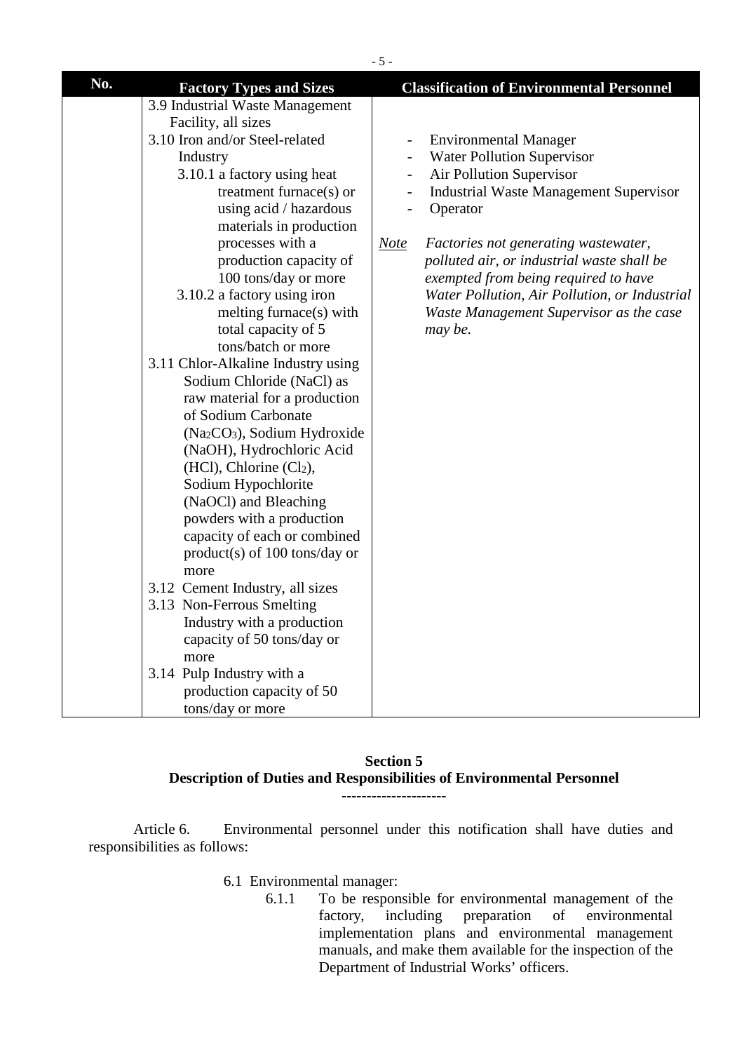| No. | Factory Types and Sizes | Classification of Environmental Personnel |
|---|---|---|
| | 3.9 Industrial Waste Management Facility, all sizes<br>3.10 Iron and/or Steel-related Industry<br>3.10.1 a factory using heat treatment furnace(s) or using acid / hazardous materials in production processes with a production capacity of 100 tons/day or more<br>3.10.2 a factory using iron melting furnace(s) with total capacity of 5 tons/batch or more<br>3.11 Chlor-Alkaline Industry using Sodium Chloride (NaCl) as raw material for a production of Sodium Carbonate ($Na_2CO_3$), Sodium Hydroxide (NaOH), Hydrochloric Acid (HCl), Chlorine ($Cl_2$), Sodium Hypochlorite (NaOCl) and Bleaching powders with a production capacity of each or combined product(s) of 100 tons/day or more<br>3.12 Cement Industry, all sizes<br>3.13 Non-Ferrous Smelting Industry with a production capacity of 50 tons/day or more<br>3.14 Pulp Industry with a production capacity of 50 tons/day or more | - Environmental Manager<br>- Water Pollution Supervisor<br>- Air Pollution Supervisor<br>- Industrial Waste Management Supervisor<br>- Operator<br><br>*Note* *Factories not generating wastewater, polluted air, or industrial waste shall be exempted from being required to have Water Pollution, Air Pollution, or Industrial Waste Management Supervisor as the case may be.* |

## Section 5
## Description of Duties and Responsibilities of Environmental Personnel

---------------------

Article 6. Environmental personnel under this notification shall have duties and responsibilities as follows:

6.1 Environmental manager:

6.1.1 To be responsible for environmental management of the factory, including preparation of environmental implementation plans and environmental management manuals, and make them available for the inspection of the Department of Industrial Works' officers.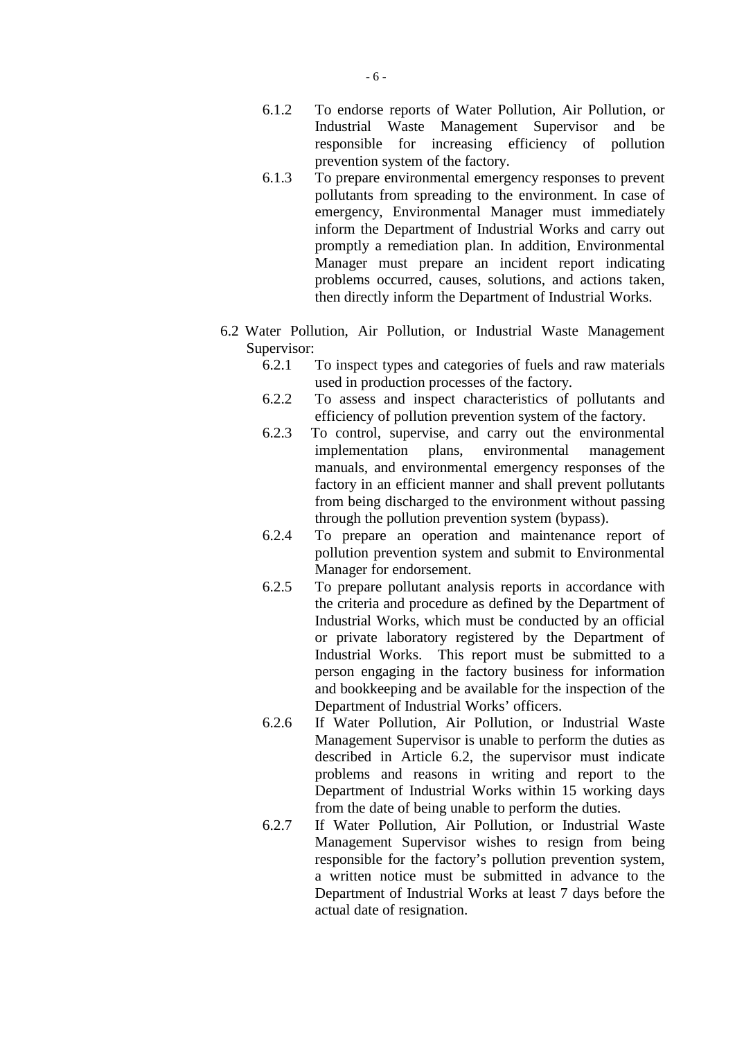6.1.2 To endorse reports of Water Pollution, Air Pollution, or Industrial Waste Management Supervisor and be responsible for increasing efficiency of pollution prevention system of the factory.

6.1.3 To prepare environmental emergency responses to prevent pollutants from spreading to the environment. In case of emergency, Environmental Manager must immediately inform the Department of Industrial Works and carry out promptly a remediation plan. In addition, Environmental Manager must prepare an incident report indicating problems occurred, causes, solutions, and actions taken, then directly inform the Department of Industrial Works.

6.2 Water Pollution, Air Pollution, or Industrial Waste Management Supervisor:

6.2.1 To inspect types and categories of fuels and raw materials used in production processes of the factory.

6.2.2 To assess and inspect characteristics of pollutants and efficiency of pollution prevention system of the factory.

6.2.3 To control, supervise, and carry out the environmental implementation plans, environmental management manuals, and environmental emergency responses of the factory in an efficient manner and shall prevent pollutants from being discharged to the environment without passing through the pollution prevention system (bypass).

6.2.4 To prepare an operation and maintenance report of pollution prevention system and submit to Environmental Manager for endorsement.

6.2.5 To prepare pollutant analysis reports in accordance with the criteria and procedure as defined by the Department of Industrial Works, which must be conducted by an official or private laboratory registered by the Department of Industrial Works. This report must be submitted to a person engaging in the factory business for information and bookkeeping and be available for the inspection of the Department of Industrial Works' officers.

6.2.6 If Water Pollution, Air Pollution, or Industrial Waste Management Supervisor is unable to perform the duties as described in Article 6.2, the supervisor must indicate problems and reasons in writing and report to the Department of Industrial Works within 15 working days from the date of being unable to perform the duties.

6.2.7 If Water Pollution, Air Pollution, or Industrial Waste Management Supervisor wishes to resign from being responsible for the factory's pollution prevention system, a written notice must be submitted in advance to the Department of Industrial Works at least 7 days before the actual date of resignation.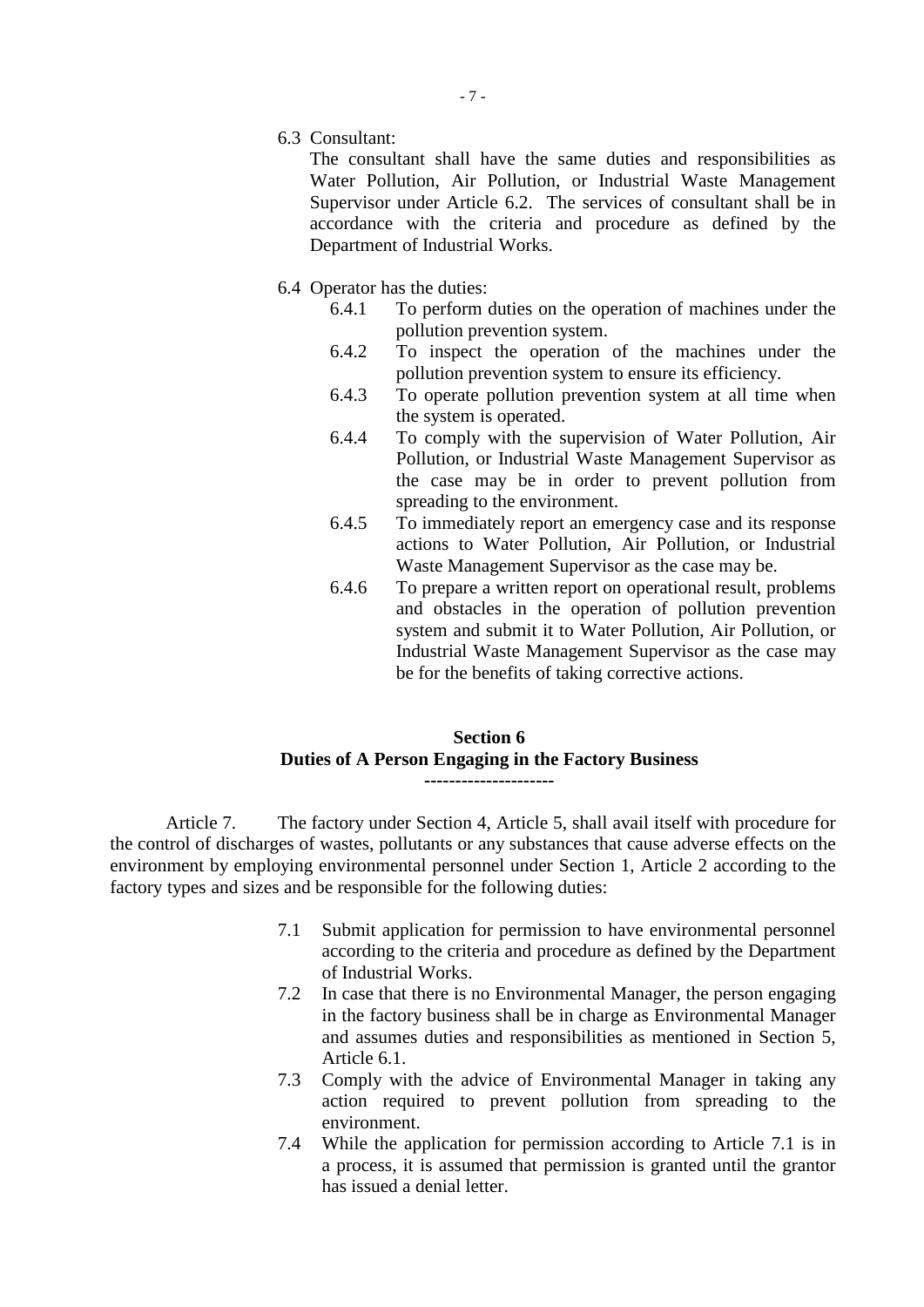6.3 Consultant:

The consultant shall have the same duties and responsibilities as Water Pollution, Air Pollution, or Industrial Waste Management Supervisor under Article 6.2. The services of consultant shall be in accordance with the criteria and procedure as defined by the Department of Industrial Works.

6.4 Operator has the duties:

- 6.4.1 To perform duties on the operation of machines under the pollution prevention system.
- 6.4.2 To inspect the operation of the machines under the pollution prevention system to ensure its efficiency.
- 6.4.3 To operate pollution prevention system at all time when the system is operated.
- 6.4.4 To comply with the supervision of Water Pollution, Air Pollution, or Industrial Waste Management Supervisor as the case may be in order to prevent pollution from spreading to the environment.
- 6.4.5 To immediately report an emergency case and its response actions to Water Pollution, Air Pollution, or Industrial Waste Management Supervisor as the case may be.
- 6.4.6 To prepare a written report on operational result, problems and obstacles in the operation of pollution prevention system and submit it to Water Pollution, Air Pollution, or Industrial Waste Management Supervisor as the case may be for the benefits of taking corrective actions.

## Section 6
## Duties of A Person Engaging in the Factory Business

---------------------

Article 7. The factory under Section 4, Article 5, shall avail itself with procedure for the control of discharges of wastes, pollutants or any substances that cause adverse effects on the environment by employing environmental personnel under Section 1, Article 2 according to the factory types and sizes and be responsible for the following duties:

- 7.1 Submit application for permission to have environmental personnel according to the criteria and procedure as defined by the Department of Industrial Works.
- 7.2 In case that there is no Environmental Manager, the person engaging in the factory business shall be in charge as Environmental Manager and assumes duties and responsibilities as mentioned in Section 5, Article 6.1.
- 7.3 Comply with the advice of Environmental Manager in taking any action required to prevent pollution from spreading to the environment.
- 7.4 While the application for permission according to Article 7.1 is in a process, it is assumed that permission is granted until the grantor has issued a denial letter.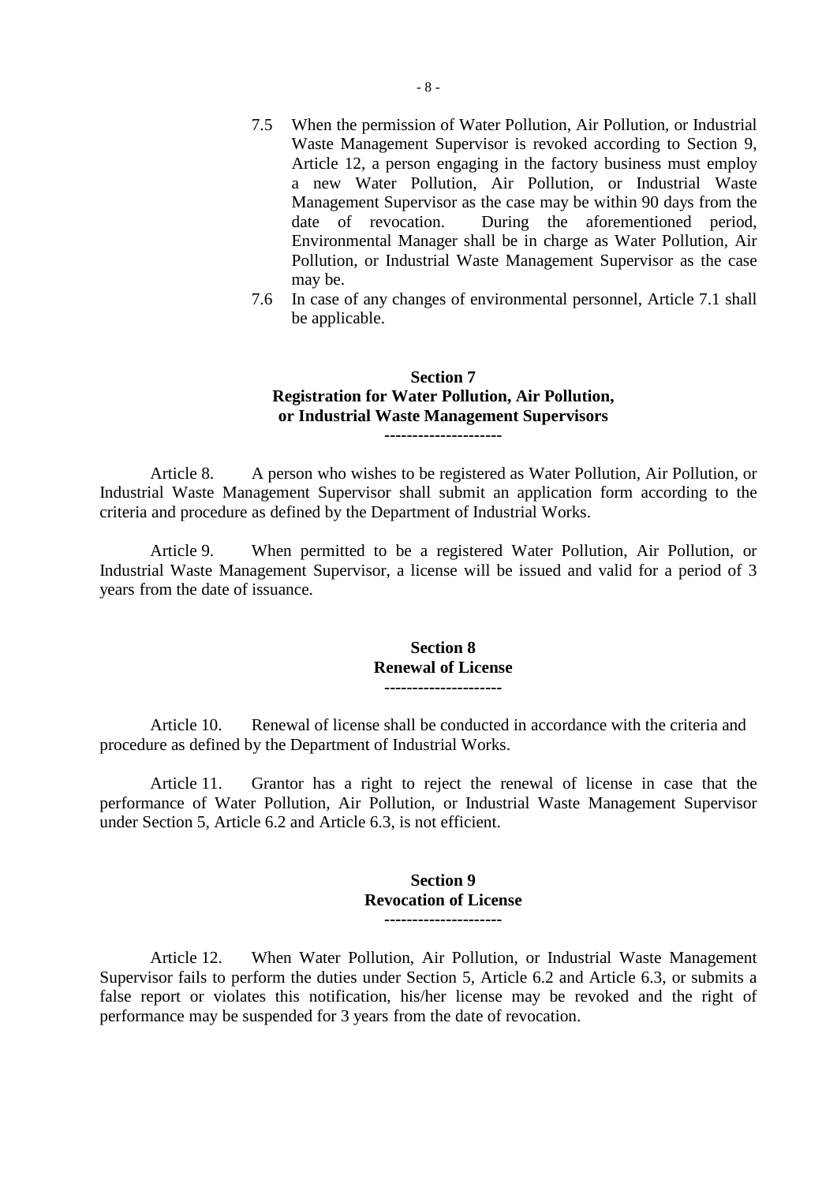7.5 When the permission of Water Pollution, Air Pollution, or Industrial Waste Management Supervisor is revoked according to Section 9, Article 12, a person engaging in the factory business must employ a new Water Pollution, Air Pollution, or Industrial Waste Management Supervisor as the case may be within 90 days from the date of revocation. During the aforementioned period, Environmental Manager shall be in charge as Water Pollution, Air Pollution, or Industrial Waste Management Supervisor as the case may be.

7.6 In case of any changes of environmental personnel, Article 7.1 shall be applicable.

## Section 7
## Registration for Water Pollution, Air Pollution, or Industrial Waste Management Supervisors

---------------------

Article 8. A person who wishes to be registered as Water Pollution, Air Pollution, or Industrial Waste Management Supervisor shall submit an application form according to the criteria and procedure as defined by the Department of Industrial Works.

Article 9. When permitted to be a registered Water Pollution, Air Pollution, or Industrial Waste Management Supervisor, a license will be issued and valid for a period of 3 years from the date of issuance.

## Section 8
## Renewal of License

---------------------

Article 10. Renewal of license shall be conducted in accordance with the criteria and procedure as defined by the Department of Industrial Works.

Article 11. Grantor has a right to reject the renewal of license in case that the performance of Water Pollution, Air Pollution, or Industrial Waste Management Supervisor under Section 5, Article 6.2 and Article 6.3, is not efficient.

## Section 9
## Revocation of License

---------------------

Article 12. When Water Pollution, Air Pollution, or Industrial Waste Management Supervisor fails to perform the duties under Section 5, Article 6.2 and Article 6.3, or submits a false report or violates this notification, his/her license may be revoked and the right of performance may be suspended for 3 years from the date of revocation.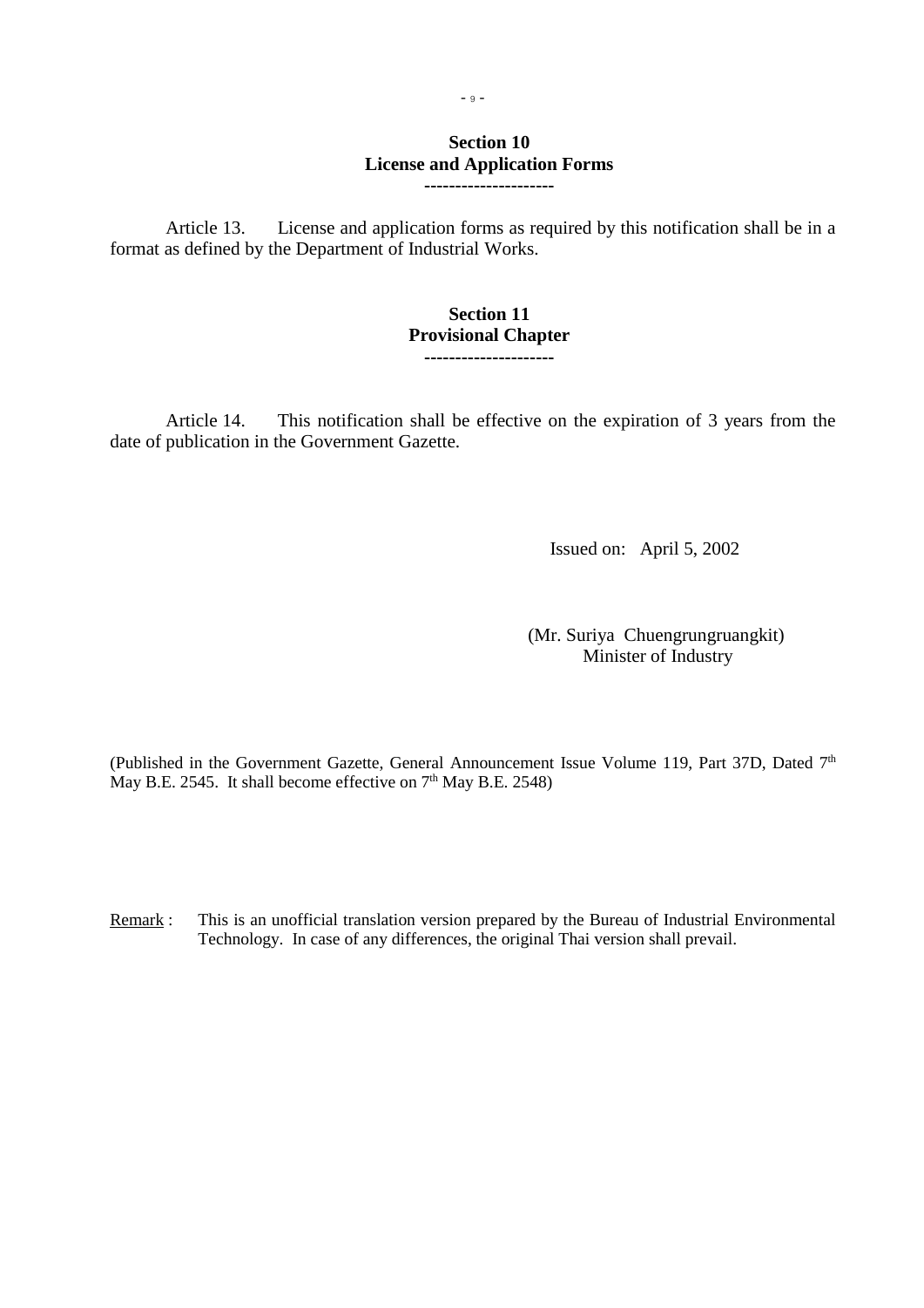## Section 10
## License and Application Forms

--------------------

Article 13. License and application forms as required by this notification shall be in a format as defined by the Department of Industrial Works.

## Section 11
## Provisional Chapter

--------------------

Article 14. This notification shall be effective on the expiration of 3 years from the date of publication in the Government Gazette.

Issued on: April 5, 2002

(Mr. Suriya Chuengrungruangkit)
Minister of Industry

(Published in the Government Gazette, General Announcement Issue Volume 119, Part 37D, Dated 7th May B.E. 2545. It shall become effective on 7th May B.E. 2548)

Remark : This is an unofficial translation version prepared by the Bureau of Industrial Environmental Technology. In case of any differences, the original Thai version shall prevail.